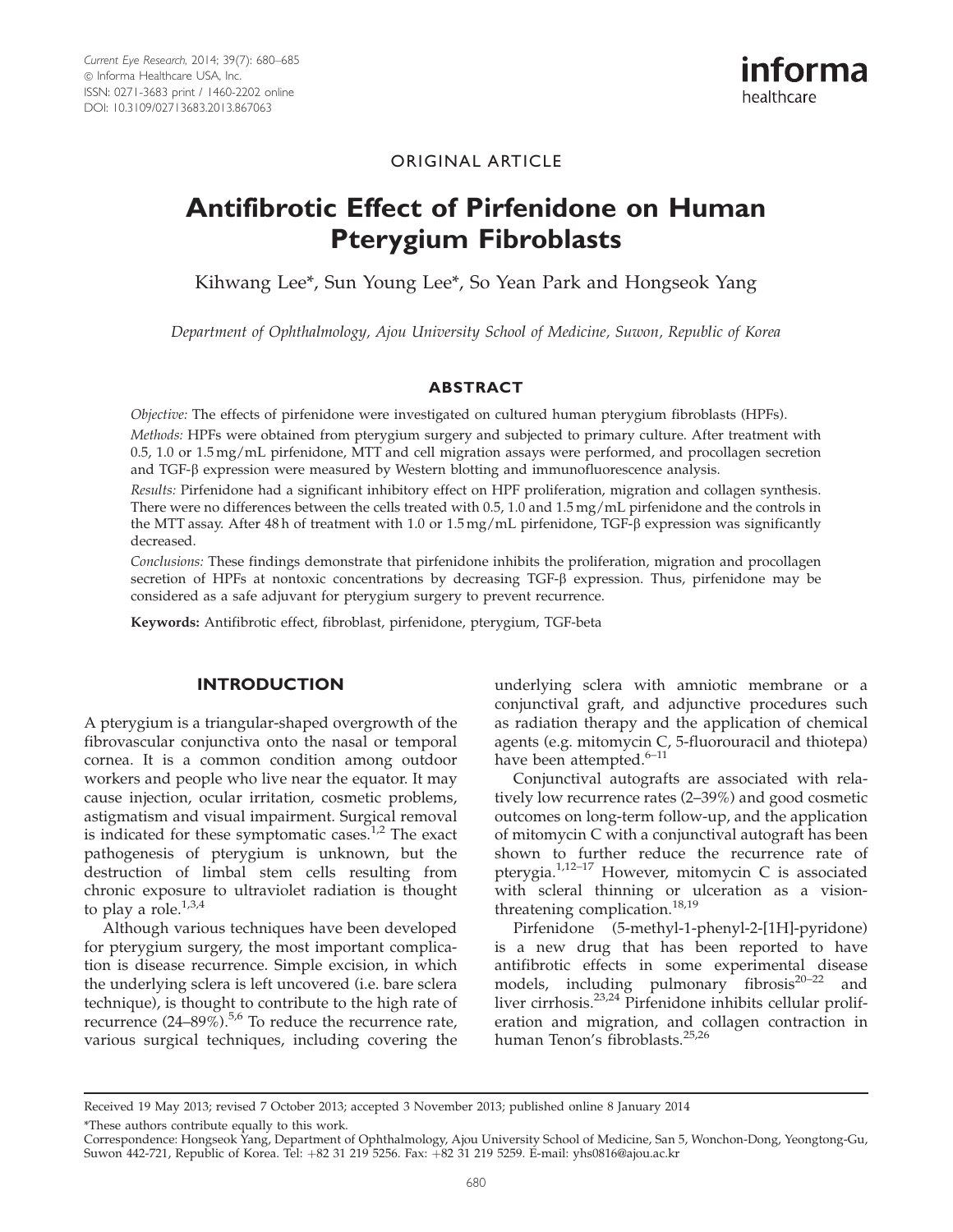ORIGINAL ARTICLE

# Antifibrotic Effect of Pirfenidone on Human Pterygium Fibroblasts

Kihwang Lee*, Sun Young Lee*, So Yean Park and Hongseok Yang

*Department of Ophthalmology, Ajou University School of Medicine, Suwon, Republic of Korea*

## ABSTRACT

*Objective:* The effects of pirfenidone were investigated on cultured human pterygium fibroblasts (HPFs).

*Methods:* HPFs were obtained from pterygium surgery and subjected to primary culture. After treatment with 0.5, 1.0 or 1.5 mg/mL pirfenidone, MTT and cell migration assays were performed, and procollagen secretion and TGF-β expression were measured by Western blotting and immunofluorescence analysis.

*Results:* Pirfenidone had a significant inhibitory effect on HPF proliferation, migration and collagen synthesis. There were no differences between the cells treated with 0.5, 1.0 and 1.5 mg/mL pirfenidone and the controls in the MTT assay. After 48 h of treatment with 1.0 or 1.5 mg/mL pirfenidone, TGF-β expression was significantly decreased.

*Conclusions:* These findings demonstrate that pirfenidone inhibits the proliferation, migration and procollagen secretion of HPFs at nontoxic concentrations by decreasing TGF-β expression. Thus, pirfenidone may be considered as a safe adjuvant for pterygium surgery to prevent recurrence.

**Keywords:** Antifibrotic effect, fibroblast, pirfenidone, pterygium, TGF-beta

## INTRODUCTION

A pterygium is a triangular-shaped overgrowth of the fibrovascular conjunctiva onto the nasal or temporal cornea. It is a common condition among outdoor workers and people who live near the equator. It may cause injection, ocular irritation, cosmetic problems, astigmatism and visual impairment. Surgical removal is indicated for these symptomatic cases.[1,2] The exact pathogenesis of pterygium is unknown, but the destruction of limbal stem cells resulting from chronic exposure to ultraviolet radiation is thought to play a role.[1,3,4]

Although various techniques have been developed for pterygium surgery, the most important complication is disease recurrence. Simple excision, in which the underlying sclera is left uncovered (i.e. bare sclera technique), is thought to contribute to the high rate of recurrence (24–89%).[5,6] To reduce the recurrence rate, various surgical techniques, including covering the underlying sclera with amniotic membrane or a conjunctival graft, and adjunctive procedures such as radiation therapy and the application of chemical agents (e.g. mitomycin C, 5-fluorouracil and thiotepa) have been attempted.[6–11]

Conjunctival autografts are associated with relatively low recurrence rates (2–39%) and good cosmetic outcomes on long-term follow-up, and the application of mitomycin C with a conjunctival autograft has been shown to further reduce the recurrence rate of pterygia.[1,12–17] However, mitomycin C is associated with scleral thinning or ulceration as a vision-threatening complication.[18,19]

Pirfenidone (5-methyl-1-phenyl-2-[1H]-pyridone) is a new drug that has been reported to have antifibrotic effects in some experimental disease models, including pulmonary fibrosis[20–22] and liver cirrhosis.[23,24] Pirfenidone inhibits cellular proliferation and migration, and collagen contraction in human Tenon's fibroblasts.[25,26]

Received 19 May 2013; revised 7 October 2013; accepted 3 November 2013; published online 8 January 2014

*These authors contribute equally to this work.

Correspondence: Hongseok Yang, Department of Ophthalmology, Ajou University School of Medicine, San 5, Wonchon-Dong, Yeongtong-Gu, Suwon 442-721, Republic of Korea. Tel: +82 31 219 5256. Fax: +82 31 219 5259. E-mail: yhs0816@ajou.ac.kr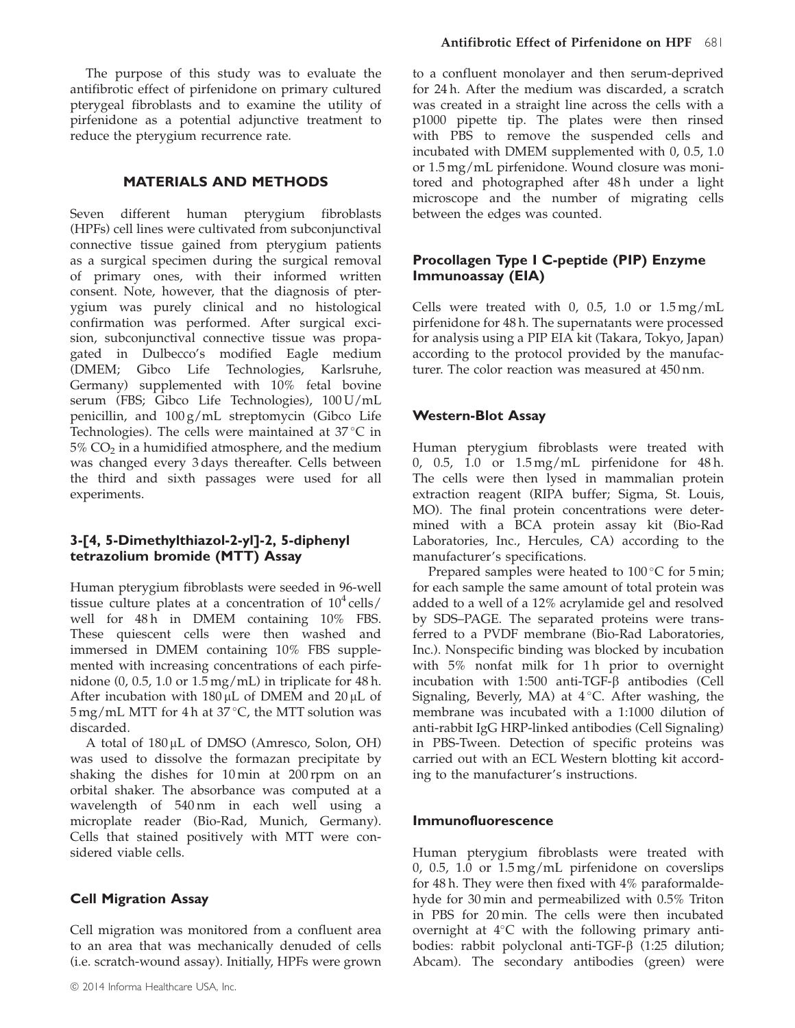The purpose of this study was to evaluate the antifibrotic effect of pirfenidone on primary cultured pterygeal fibroblasts and to examine the utility of pirfenidone as a potential adjunctive treatment to reduce the pterygium recurrence rate.

## MATERIALS AND METHODS

Seven different human pterygium fibroblasts (HPFs) cell lines were cultivated from subconjunctival connective tissue gained from pterygium patients as a surgical specimen during the surgical removal of primary ones, with their informed written consent. Note, however, that the diagnosis of pterygium was purely clinical and no histological confirmation was performed. After surgical excision, subconjunctival connective tissue was propagated in Dulbecco's modified Eagle medium (DMEM; Gibco Life Technologies, Karlsruhe, Germany) supplemented with 10% fetal bovine serum (FBS; Gibco Life Technologies), 100 U/mL penicillin, and 100 g/mL streptomycin (Gibco Life Technologies). The cells were maintained at 37 °C in 5% $CO_2$ in a humidified atmosphere, and the medium was changed every 3 days thereafter. Cells between the third and sixth passages were used for all experiments.

### 3-[4, 5-Dimethylthiazol-2-yl]-2, 5-diphenyl tetrazolium bromide (MTT) Assay

Human pterygium fibroblasts were seeded in 96-well tissue culture plates at a concentration of $10^4$ cells/well for 48 h in DMEM containing 10% FBS. These quiescent cells were then washed and immersed in DMEM containing 10% FBS supplemented with increasing concentrations of each pirfenidone (0, 0.5, 1.0 or 1.5 mg/mL) in triplicate for 48 h. After incubation with 180 µL of DMEM and 20 µL of 5 mg/mL MTT for 4 h at 37 °C, the MTT solution was discarded.

A total of 180 µL of DMSO (Amresco, Solon, OH) was used to dissolve the formazan precipitate by shaking the dishes for 10 min at 200 rpm on an orbital shaker. The absorbance was computed at a wavelength of 540 nm in each well using a microplate reader (Bio-Rad, Munich, Germany). Cells that stained positively with MTT were considered viable cells.

### Cell Migration Assay

Cell migration was monitored from a confluent area to an area that was mechanically denuded of cells (i.e. scratch-wound assay). Initially, HPFs were grown to a confluent monolayer and then serum-deprived for 24 h. After the medium was discarded, a scratch was created in a straight line across the cells with a p1000 pipette tip. The plates were then rinsed with PBS to remove the suspended cells and incubated with DMEM supplemented with 0, 0.5, 1.0 or 1.5 mg/mL pirfenidone. Wound closure was monitored and photographed after 48 h under a light microscope and the number of migrating cells between the edges was counted.

### Procollagen Type I C-peptide (PIP) Enzyme Immunoassay (EIA)

Cells were treated with 0, 0.5, 1.0 or 1.5 mg/mL pirfenidone for 48 h. The supernatants were processed for analysis using a PIP EIA kit (Takara, Tokyo, Japan) according to the protocol provided by the manufacturer. The color reaction was measured at 450 nm.

### Western-Blot Assay

Human pterygium fibroblasts were treated with 0, 0.5, 1.0 or 1.5 mg/mL pirfenidone for 48 h. The cells were then lysed in mammalian protein extraction reagent (RIPA buffer; Sigma, St. Louis, MO). The final protein concentrations were determined with a BCA protein assay kit (Bio-Rad Laboratories, Inc., Hercules, CA) according to the manufacturer's specifications.

Prepared samples were heated to 100 °C for 5 min; for each sample the same amount of total protein was added to a well of a 12% acrylamide gel and resolved by SDS–PAGE. The separated proteins were transferred to a PVDF membrane (Bio-Rad Laboratories, Inc.). Nonspecific binding was blocked by incubation with 5% nonfat milk for 1 h prior to overnight incubation with 1:500 anti-TGF-β antibodies (Cell Signaling, Beverly, MA) at 4 °C. After washing, the membrane was incubated with a 1:1000 dilution of anti-rabbit IgG HRP-linked antibodies (Cell Signaling) in PBS-Tween. Detection of specific proteins was carried out with an ECL Western blotting kit according to the manufacturer's instructions.

### Immunofluorescence

Human pterygium fibroblasts were treated with 0, 0.5, 1.0 or 1.5 mg/mL pirfenidone on coverslips for 48 h. They were then fixed with 4% paraformaldehyde for 30 min and permeabilized with 0.5% Triton in PBS for 20 min. The cells were then incubated overnight at 4°C with the following primary antibodies: rabbit polyclonal anti-TGF-β (1:25 dilution; Abcam). The secondary antibodies (green) were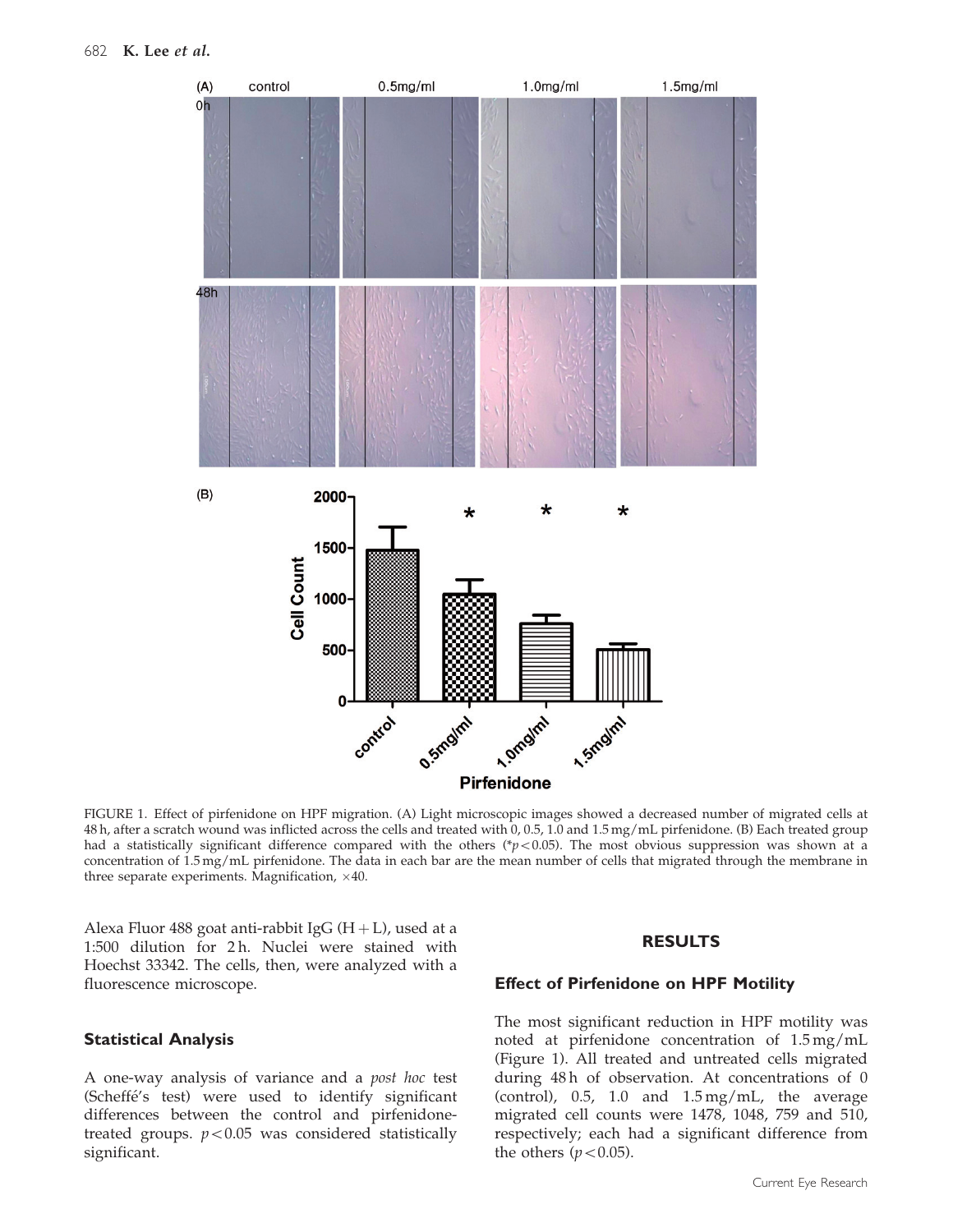FIGURE 1. Effect of pirfenidone on HPF migration. (A) Light microscopic images showed a decreased number of migrated cells at 48 h, after a scratch wound was inflicted across the cells and treated with 0, 0.5, 1.0 and 1.5 mg/mL pirfenidone. (B) Each treated group had a statistically significant difference compared with the others (* $p < 0.05$). The most obvious suppression was shown at a concentration of 1.5 mg/mL pirfenidone. The data in each bar are the mean number of cells that migrated through the membrane in three separate experiments. Magnification, ×40.

Alexa Fluor 488 goat anti-rabbit IgG (H + L), used at a 1:500 dilution for 2 h. Nuclei were stained with Hoechst 33342. The cells, then, were analyzed with a fluorescence microscope.

### Statistical Analysis

A one-way analysis of variance and a *post hoc* test (Scheffé's test) were used to identify significant differences between the control and pirfenidone-treated groups. $p < 0.05$ was considered statistically significant.

## RESULTS

### Effect of Pirfenidone on HPF Motility

The most significant reduction in HPF motility was noted at pirfenidone concentration of 1.5 mg/mL (Figure 1). All treated and untreated cells migrated during 48 h of observation. At concentrations of 0 (control), 0.5, 1.0 and 1.5 mg/mL, the average migrated cell counts were 1478, 1048, 759 and 510, respectively; each had a significant difference from the others ($p < 0.05$).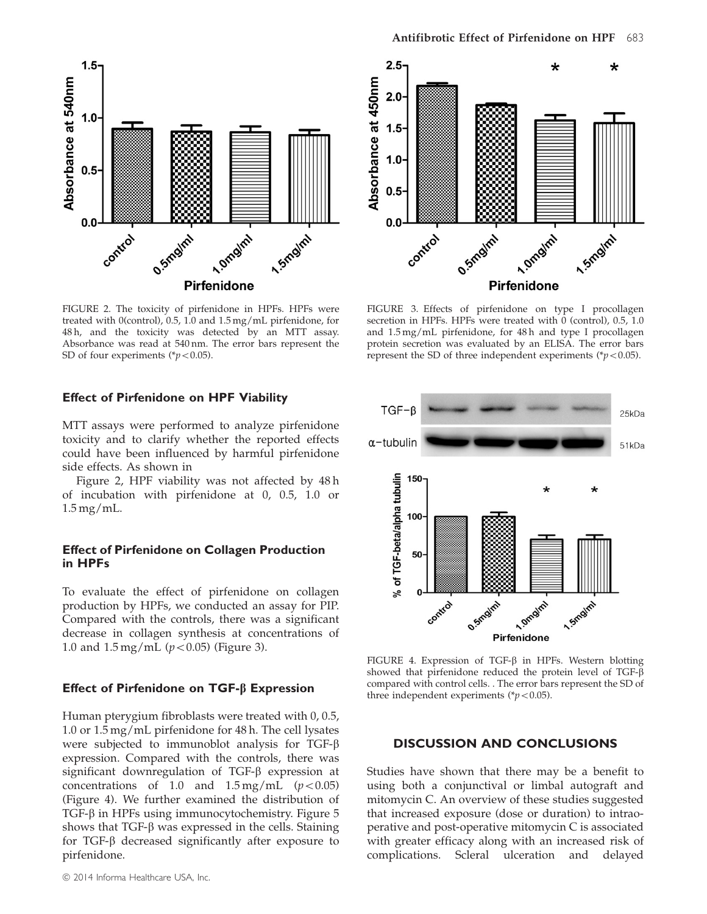FIGURE 2. The toxicity of pirfenidone in HPFs. HPFs were treated with 0(control), 0.5, 1.0 and 1.5 mg/mL pirfenidone, for 48 h, and the toxicity was detected by an MTT assay. Absorbance was read at 540 nm. The error bars represent the SD of four experiments (* $p < 0.05$).

FIGURE 3. Effects of pirfenidone on type I procollagen secretion in HPFs. HPFs were treated with 0 (control), 0.5, 1.0 and 1.5 mg/mL pirfenidone, for 48 h and type I procollagen protein secretion was evaluated by an ELISA. The error bars represent the SD of three independent experiments (* $p < 0.05$).

### Effect of Pirfenidone on HPF Viability

MTT assays were performed to analyze pirfenidone toxicity and to clarify whether the reported effects could have been influenced by harmful pirfenidone side effects. As shown in

Figure 2, HPF viability was not affected by 48 h of incubation with pirfenidone at 0, 0.5, 1.0 or 1.5 mg/mL.

### Effect of Pirfenidone on Collagen Production in HPFs

To evaluate the effect of pirfenidone on collagen production by HPFs, we conducted an assay for PIP. Compared with the controls, there was a significant decrease in collagen synthesis at concentrations of 1.0 and 1.5 mg/mL ($p < 0.05$) (Figure 3).

### Effect of Pirfenidone on TGF-β Expression

Human pterygium fibroblasts were treated with 0, 0.5, 1.0 or 1.5 mg/mL pirfenidone for 48 h. The cell lysates were subjected to immunoblot analysis for TGF-β expression. Compared with the controls, there was significant downregulation of TGF-β expression at concentrations of 1.0 and 1.5 mg/mL ($p < 0.05$) (Figure 4). We further examined the distribution of TGF-β in HPFs using immunocytochemistry. Figure 5 shows that TGF-β was expressed in the cells. Staining for TGF-β decreased significantly after exposure to pirfenidone.

FIGURE 4. Expression of TGF-β in HPFs. Western blotting showed that pirfenidone reduced the protein level of TGF-β compared with control cells. . The error bars represent the SD of three independent experiments (* $p < 0.05$).

## DISCUSSION AND CONCLUSIONS

Studies have shown that there may be a benefit to using both a conjunctival or limbal autograft and mitomycin C. An overview of these studies suggested that increased exposure (dose or duration) to intraoperative and post-operative mitomycin C is associated with greater efficacy along with an increased risk of complications. Scleral ulceration and delayed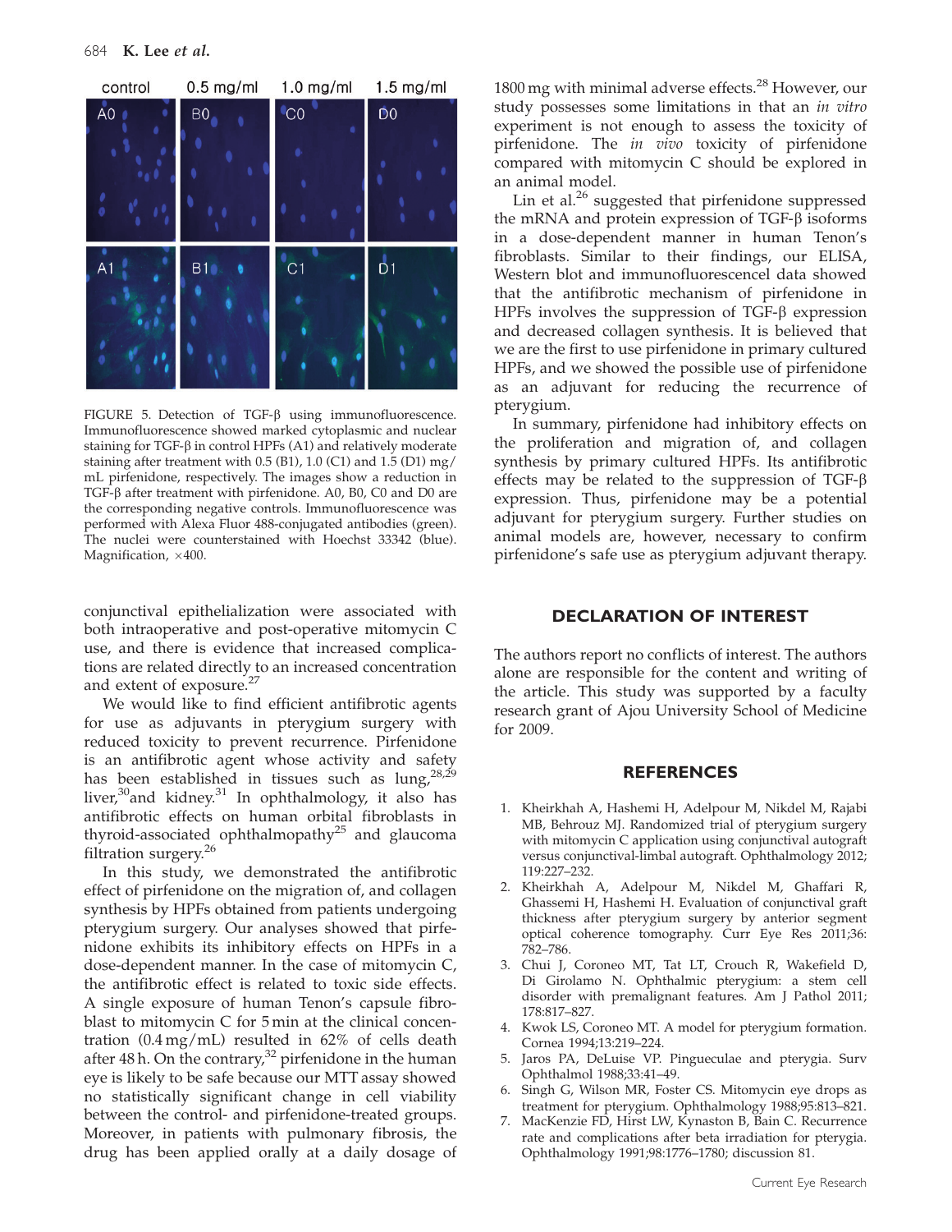FIGURE 5. Detection of TGF-β using immunofluorescence. Immunofluorescence showed marked cytoplasmic and nuclear staining for TGF-β in control HPFs (A1) and relatively moderate staining after treatment with 0.5 (B1), 1.0 (C1) and 1.5 (D1) mg/mL pirfenidone, respectively. The images show a reduction in TGF-β after treatment with pirfenidone. A0, B0, C0 and D0 are the corresponding negative controls. Immunofluorescence was performed with Alexa Fluor 488-conjugated antibodies (green). The nuclei were counterstained with Hoechst 33342 (blue). Magnification, ×400.

conjunctival epithelialization were associated with both intraoperative and post-operative mitomycin C use, and there is evidence that increased complications are related directly to an increased concentration and extent of exposure.[27]

We would like to find efficient antifibrotic agents for use as adjuvants in pterygium surgery with reduced toxicity to prevent recurrence. Pirfenidone is an antifibrotic agent whose activity and safety has been established in tissues such as lung,[28,29] liver,[30] and kidney.[31] In ophthalmology, it also has antifibrotic effects on human orbital fibroblasts in thyroid-associated ophthalmopathy[25] and glaucoma filtration surgery.[26]

In this study, we demonstrated the antifibrotic effect of pirfenidone on the migration of, and collagen synthesis by HPFs obtained from patients undergoing pterygium surgery. Our analyses showed that pirfenidone exhibits its inhibitory effects on HPFs in a dose-dependent manner. In the case of mitomycin C, the antifibrotic effect is related to toxic side effects. A single exposure of human Tenon's capsule fibroblast to mitomycin C for 5 min at the clinical concentration (0.4 mg/mL) resulted in 62% of cells death after 48 h. On the contrary,[32] pirfenidone in the human eye is likely to be safe because our MTT assay showed no statistically significant change in cell viability between the control- and pirfenidone-treated groups. Moreover, in patients with pulmonary fibrosis, the drug has been applied orally at a daily dosage of 1800 mg with minimal adverse effects.[28] However, our study possesses some limitations in that an *in vitro* experiment is not enough to assess the toxicity of pirfenidone. The *in vivo* toxicity of pirfenidone compared with mitomycin C should be explored in an animal model.

Lin et al.[26] suggested that pirfenidone suppressed the mRNA and protein expression of TGF-β isoforms in a dose-dependent manner in human Tenon's fibroblasts. Similar to their findings, our ELISA, Western blot and immunofluorescencel data showed that the antifibrotic mechanism of pirfenidone in HPFs involves the suppression of TGF-β expression and decreased collagen synthesis. It is believed that we are the first to use pirfenidone in primary cultured HPFs, and we showed the possible use of pirfenidone as an adjuvant for reducing the recurrence of pterygium.

In summary, pirfenidone had inhibitory effects on the proliferation and migration of, and collagen synthesis by primary cultured HPFs. Its antifibrotic effects may be related to the suppression of TGF-β expression. Thus, pirfenidone may be a potential adjuvant for pterygium surgery. Further studies on animal models are, however, necessary to confirm pirfenidone's safe use as pterygium adjuvant therapy.

## DECLARATION OF INTEREST

The authors report no conflicts of interest. The authors alone are responsible for the content and writing of the article. This study was supported by a faculty research grant of Ajou University School of Medicine for 2009.

## REFERENCES

1. Kheirkhah A, Hashemi H, Adelpour M, Nikdel M, Rajabi MB, Behrouz MJ. Randomized trial of pterygium surgery with mitomycin C application using conjunctival autograft versus conjunctival-limbal autograft. Ophthalmology 2012;119:227–232.
2. Kheirkhah A, Adelpour M, Nikdel M, Ghaffari R, Ghassemi H, Hashemi H. Evaluation of conjunctival graft thickness after pterygium surgery by anterior segment optical coherence tomography. Curr Eye Res 2011;36:782–786.
3. Chui J, Coroneo MT, Tat LT, Crouch R, Wakefield D, Di Girolamo N. Ophthalmic pterygium: a stem cell disorder with premalignant features. Am J Pathol 2011;178:817–827.
4. Kwok LS, Coroneo MT. A model for pterygium formation. Cornea 1994;13:219–224.
5. Jaros PA, DeLuise VP. Pingueculae and pterygia. Surv Ophthalmol 1988;33:41–49.
6. Singh G, Wilson MR, Foster CS. Mitomycin eye drops as treatment for pterygium. Ophthalmology 1988;95:813–821.
7. MacKenzie FD, Hirst LW, Kynaston B, Bain C. Recurrence rate and complications after beta irradiation for pterygia. Ophthalmology 1991;98:1776–1780; discussion 81.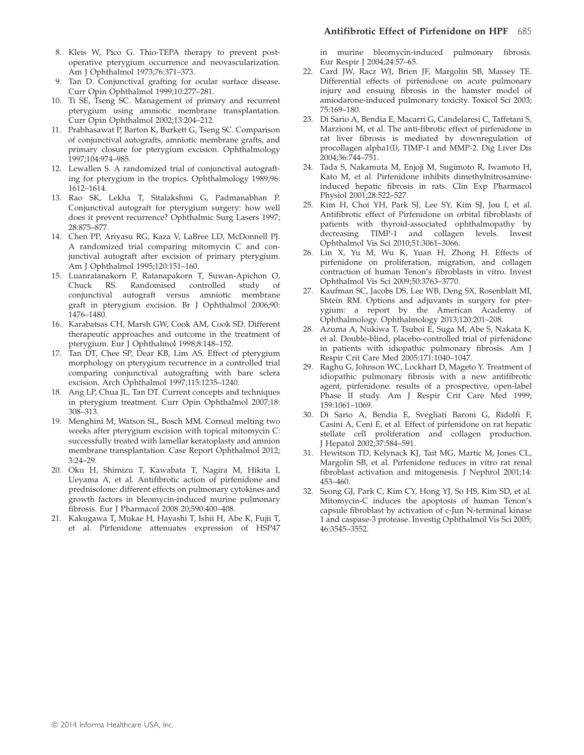8. Kleis W, Pico G. Thio-TEPA therapy to prevent post-operative pterygium occurrence and neovascularization. Am J Ophthalmol 1973;76:371–373.
9. Tan D. Conjunctival grafting for ocular surface disease. Curr Opin Ophthalmol 1999;10:277–281.
10. Ti SE, Tseng SC. Management of primary and recurrent pterygium using amniotic membrane transplantation. Curr Opin Ophthalmol 2002;13:204–212.
11. Prabhasawat P, Barton K, Burkett G, Tseng SC. Comparison of conjunctival autografts, amniotic membrane grafts, and primary closure for pterygium excision. Ophthalmology 1997;104:974–985.
12. Lewallen S. A randomized trial of conjunctival autografting for pterygium in the tropics. Ophthalmology 1989;96: 1612–1614.
13. Rao SK, Lekha T, Sitalakshmi G, Padmanabhan P. Conjunctival autograft for pterygium surgery: how well does it prevent recurrence? Ophthalmic Surg Lasers 1997; 28:875–877.
14. Chen PP, Ariyasu RG, Kaza V, LaBree LD, McDonnell PJ. A randomized trial comparing mitomycin C and conjunctival autograft after excision of primary pterygium. Am J Ophthalmol 1995;120:151–160.
15. Luanratanakorn P, Ratanapakorn T, Suwan-Apichon O, Chuck RS. Randomised controlled study of conjunctival autograft versus amniotic membrane graft in pterygium excision. Br J Ophthalmol 2006;90: 1476–1480.
16. Karabatsas CH, Marsh GW, Cook AM, Cook SD. Different therapeutic approaches and outcome in the treatment of pterygium. Eur J Ophthalmol 1998;8:148–152.
17. Tan DT, Chee SP, Dear KB, Lim AS. Effect of pterygium morphology on pterygium recurrence in a controlled trial comparing conjunctival autografting with bare sclera excision. Arch Ophthalmol 1997;115:1235–1240.
18. Ang LP, Chua JL, Tan DT. Current concepts and techniques in pterygium treatment. Curr Opin Ophthalmol 2007;18: 308–313.
19. Menghini M, Watson SL, Bosch MM. Corneal melting two weeks after pterygium excision with topical mitomycin C: successfully treated with lamellar keratoplasty and amnion membrane transplantation. Case Report Ophthalmol 2012; 3:24–29.
20. Oku H, Shimizu T, Kawabata T, Nagira M, Hikita I, Ueyama A, et al. Antifibrotic action of pirfenidone and prednisolone: different effects on pulmonary cytokines and growth factors in bleomycin-induced murine pulmonary fibrosis. Eur J Pharmacol 2008 20;590:400–408.
21. Kakugawa T, Mukae H, Hayashi T, Ishii H, Abe K, Fujii T, et al. Pirfenidone attenuates expression of HSP47 in murine bleomycin-induced pulmonary fibrosis. Eur Respir J 2004;24:57–65.
22. Card JW, Racz WJ, Brien JF, Margolin SB, Massey TE. Differential effects of pirfenidone on acute pulmonary injury and ensuing fibrosis in the hamster model of amiodarone-induced pulmonary toxicity. Toxicol Sci 2003; 75:169–180.
23. Di Sario A, Bendia E, Macarri G, Candelaresi C, Taffetani S, Marzioni M, et al. The anti-fibrotic effect of pirfenidone in rat liver fibrosis is mediated by downregulation of procollagen alpha1(I), TIMP-1 and MMP-2. Dig Liver Dis 2004;36:744–751.
24. Tada S, Nakamuta M, Enjoji M, Sugimoto R, Iwamoto H, Kato M, et al. Pirfenidone inhibits dimethylnitrosamine-induced hepatic fibrosis in rats. Clin Exp Pharmacol Physiol 2001;28:522–527.
25. Kim H, Choi YH, Park SJ, Lee SY, Kim SJ, Jou I, et al. Antifibrotic effect of Pirfenidone on orbital fibroblasts of patients with thyroid-associated ophthalmopathy by decreasing TIMP-1 and collagen levels. Invest Ophthalmol Vis Sci 2010;51:3061–3066.
26. Lin X, Yu M, Wu K, Yuan H, Zhong H. Effects of pirfenidone on proliferation, migration, and collagen contraction of human Tenon's fibroblasts in vitro. Invest Ophthalmol Vis Sci 2009;50:3763–3770.
27. Kaufman SC, Jacobs DS, Lee WB, Deng SX, Rosenblatt MI, Shtein RM. Options and adjuvants in surgery for pterygium: a report by the American Academy of Ophthalmology. Ophthalmology 2013;120:201–208.
28. Azuma A, Nukiwa T, Tsuboi E, Suga M, Abe S, Nakata K, et al. Double-blind, placebo-controlled trial of pirfenidone in patients with idiopathic pulmonary fibrosis. Am J Respir Crit Care Med 2005;171:1040–1047.
29. Raghu G, Johnson WC, Lockhart D, Mageto Y. Treatment of idiopathic pulmonary fibrosis with a new antifibrotic agent, pirfenidone: results of a prospective, open-label Phase II study. Am J Respir Crit Care Med 1999; 159:1061–1069.
30. Di Sario A, Bendia E, Svegliati Baroni G, Ridolfi F, Casini A, Ceni E, et al. Effect of pirfenidone on rat hepatic stellate cell proliferation and collagen production. J Hepatol 2002;37:584–591.
31. Hewitson TD, Kelynack KJ, Tait MG, Martic M, Jones CL, Margolin SB, et al. Pirfenidone reduces in vitro rat renal fibroblast activation and mitogenesis. J Nephrol 2001;14: 453–460.
32. Seong GJ, Park C, Kim CY, Hong YJ, So HS, Kim SD, et al. Mitomycin-C induces the apoptosis of human Tenon's capsule fibroblast by activation of c-Jun N-terminal kinase 1 and caspase-3 protease. Investig Ophthalmol Vis Sci 2005; 46:3545–3552.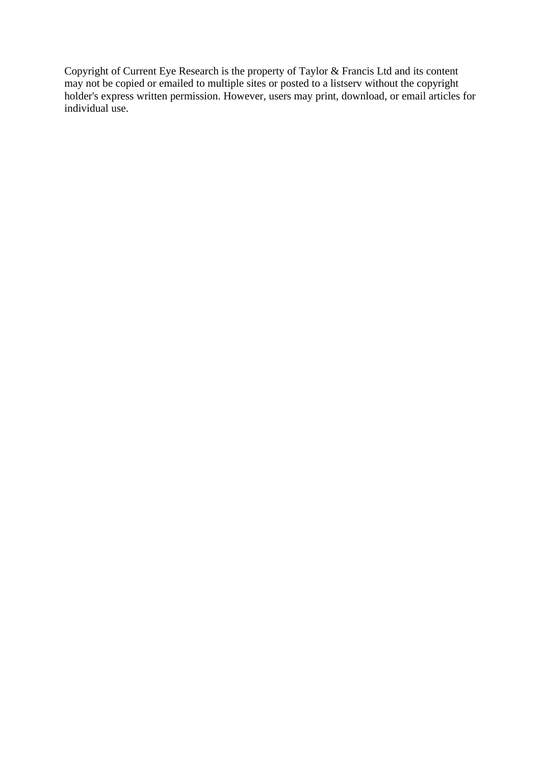Copyright of Current Eye Research is the property of Taylor & Francis Ltd and its content may not be copied or emailed to multiple sites or posted to a listserv without the copyright holder's express written permission. However, users may print, download, or email articles for individual use.